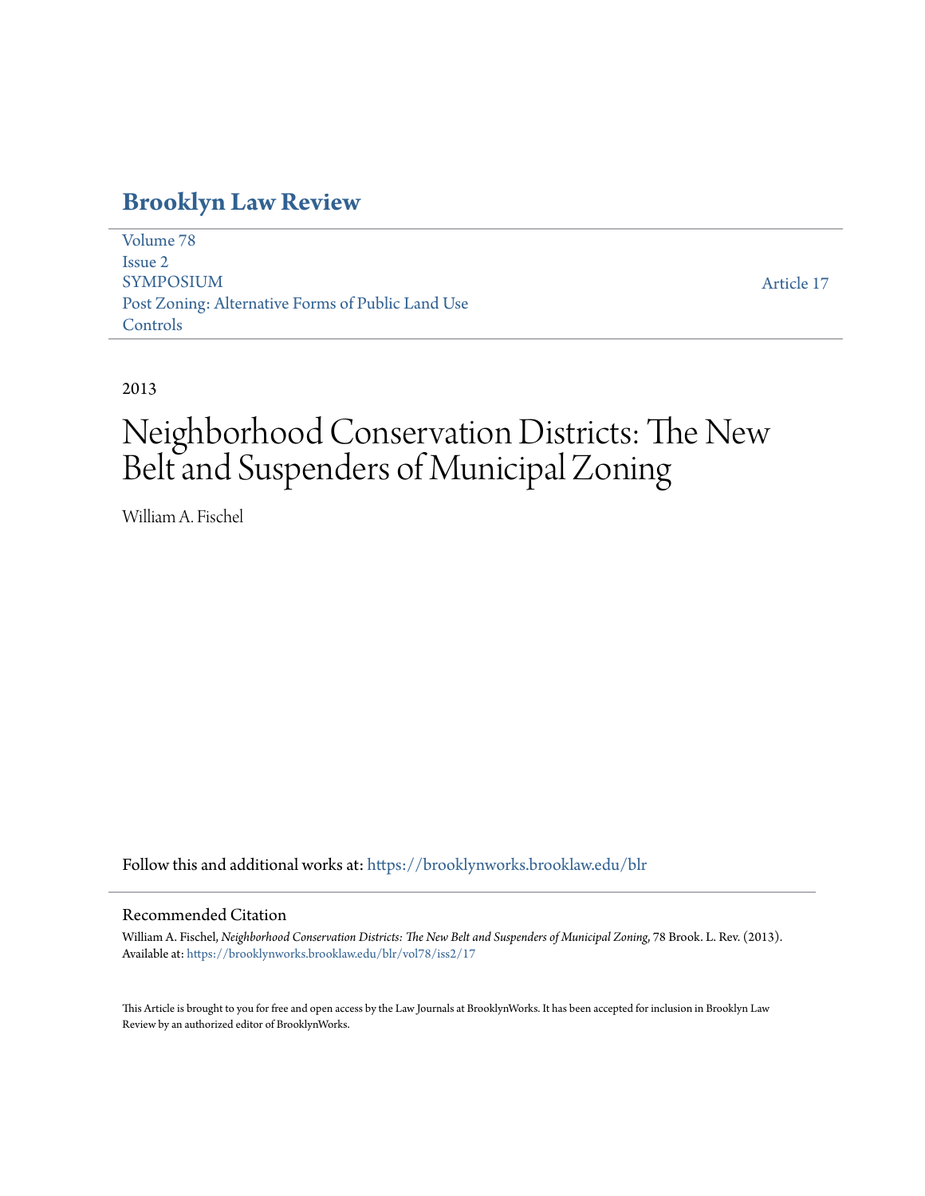# Brooklyn Law Review

Volume 78
Issue 2
SYMPOSIUM
Post Zoning: Alternative Forms of Public Land Use Controls

Article 17

2013

# Neighborhood Conservation Districts: The New Belt and Suspenders of Municipal Zoning

William A. Fischel

Follow this and additional works at: https://brooklynworks.brooklaw.edu/blr

## Recommended Citation

William A. Fischel, *Neighborhood Conservation Districts: The New Belt and Suspenders of Municipal Zoning*, 78 Brook. L. Rev. (2013).
Available at: https://brooklynworks.brooklaw.edu/blr/vol78/iss2/17

This Article is brought to you for free and open access by the Law Journals at BrooklynWorks. It has been accepted for inclusion in Brooklyn Law Review by an authorized editor of BrooklynWorks.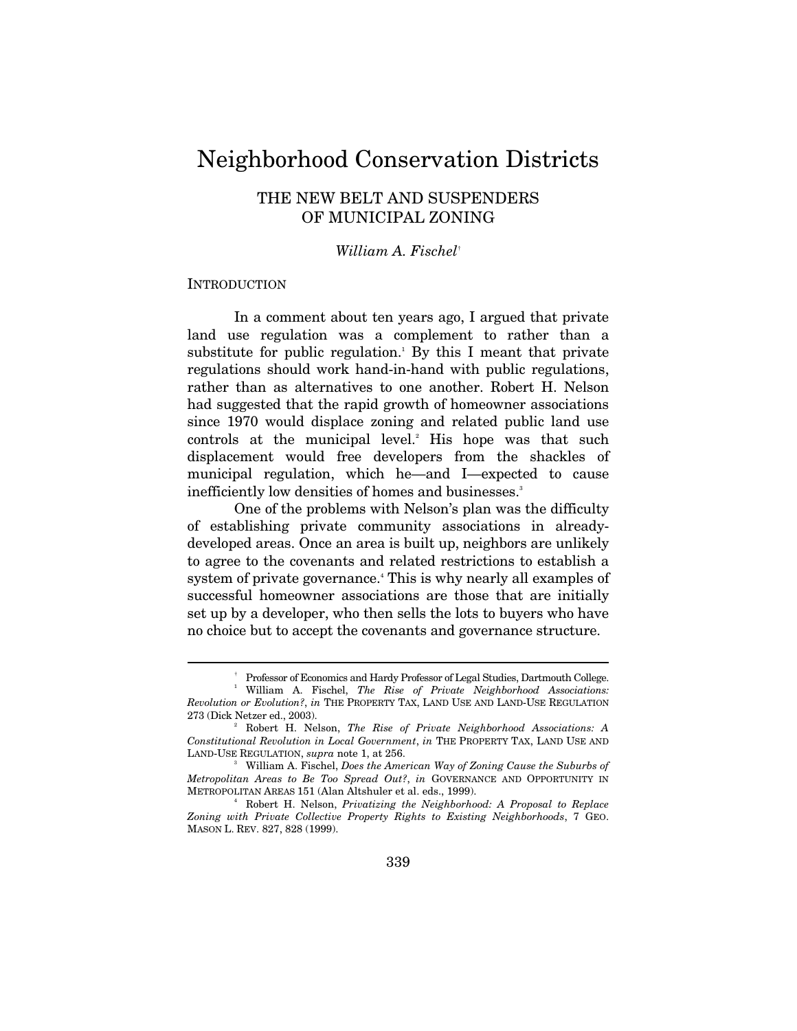# Neighborhood Conservation Districts

## THE NEW BELT AND SUSPENDERS OF MUNICIPAL ZONING

*William A. Fischel*[†]

### INTRODUCTION

In a comment about ten years ago, I argued that private land use regulation was a complement to rather than a substitute for public regulation.[1] By this I meant that private regulations should work hand-in-hand with public regulations, rather than as alternatives to one another. Robert H. Nelson had suggested that the rapid growth of homeowner associations since 1970 would displace zoning and related public land use controls at the municipal level.[2] His hope was that such displacement would free developers from the shackles of municipal regulation, which he—and I—expected to cause inefficiently low densities of homes and businesses.[3]

One of the problems with Nelson's plan was the difficulty of establishing private community associations in already-developed areas. Once an area is built up, neighbors are unlikely to agree to the covenants and related restrictions to establish a system of private governance.[4] This is why nearly all examples of successful homeowner associations are those that are initially set up by a developer, who then sells the lots to buyers who have no choice but to accept the covenants and governance structure.

---

[†] Professor of Economics and Hardy Professor of Legal Studies, Dartmouth College.

[1] William A. Fischel, *The Rise of Private Neighborhood Associations: Revolution or Evolution?*, *in* THE PROPERTY TAX, LAND USE AND LAND-USE REGULATION 273 (Dick Netzer ed., 2003).

[2] Robert H. Nelson, *The Rise of Private Neighborhood Associations: A Constitutional Revolution in Local Government*, *in* THE PROPERTY TAX, LAND USE AND LAND-USE REGULATION, *supra* note 1, at 256.

[3] William A. Fischel, *Does the American Way of Zoning Cause the Suburbs of Metropolitan Areas to Be Too Spread Out?*, *in* GOVERNANCE AND OPPORTUNITY IN METROPOLITAN AREAS 151 (Alan Altshuler et al. eds., 1999).

[4] Robert H. Nelson, *Privatizing the Neighborhood: A Proposal to Replace Zoning with Private Collective Property Rights to Existing Neighborhoods*, 7 GEO. MASON L. REV. 827, 828 (1999).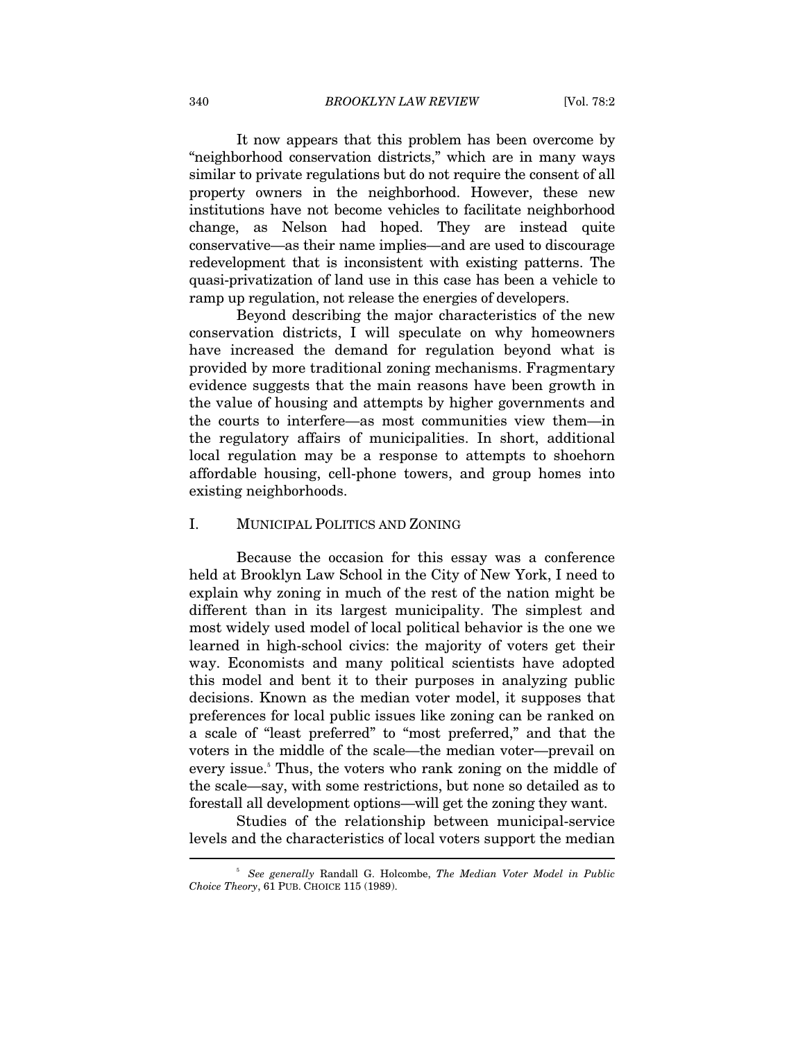It now appears that this problem has been overcome by "neighborhood conservation districts," which are in many ways similar to private regulations but do not require the consent of all property owners in the neighborhood. However, these new institutions have not become vehicles to facilitate neighborhood change, as Nelson had hoped. They are instead quite conservative—as their name implies—and are used to discourage redevelopment that is inconsistent with existing patterns. The quasi-privatization of land use in this case has been a vehicle to ramp up regulation, not release the energies of developers.

Beyond describing the major characteristics of the new conservation districts, I will speculate on why homeowners have increased the demand for regulation beyond what is provided by more traditional zoning mechanisms. Fragmentary evidence suggests that the main reasons have been growth in the value of housing and attempts by higher governments and the courts to interfere—as most communities view them—in the regulatory affairs of municipalities. In short, additional local regulation may be a response to attempts to shoehorn affordable housing, cell-phone towers, and group homes into existing neighborhoods.

## I. MUNICIPAL POLITICS AND ZONING

Because the occasion for this essay was a conference held at Brooklyn Law School in the City of New York, I need to explain why zoning in much of the rest of the nation might be different than in its largest municipality. The simplest and most widely used model of local political behavior is the one we learned in high-school civics: the majority of voters get their way. Economists and many political scientists have adopted this model and bent it to their purposes in analyzing public decisions. Known as the median voter model, it supposes that preferences for local public issues like zoning can be ranked on a scale of "least preferred" to "most preferred," and that the voters in the middle of the scale—the median voter—prevail on every issue.[5] Thus, the voters who rank zoning on the middle of the scale—say, with some restrictions, but none so detailed as to forestall all development options—will get the zoning they want.

Studies of the relationship between municipal-service levels and the characteristics of local voters support the median

---

[5] *See generally* Randall G. Holcombe, *The Median Voter Model in Public Choice Theory*, 61 PUB. CHOICE 115 (1989).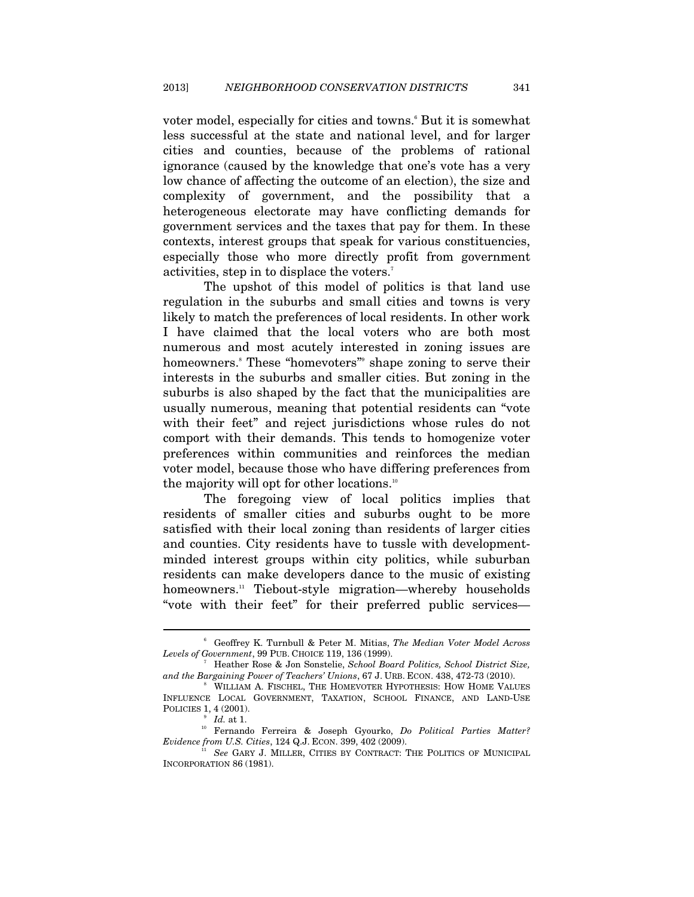voter model, especially for cities and towns.[6] But it is somewhat less successful at the state and national level, and for larger cities and counties, because of the problems of rational ignorance (caused by the knowledge that one's vote has a very low chance of affecting the outcome of an election), the size and complexity of government, and the possibility that a heterogeneous electorate may have conflicting demands for government services and the taxes that pay for them. In these contexts, interest groups that speak for various constituencies, especially those who more directly profit from government activities, step in to displace the voters.[7]

The upshot of this model of politics is that land use regulation in the suburbs and small cities and towns is very likely to match the preferences of local residents. In other work I have claimed that the local voters who are both most numerous and most acutely interested in zoning issues are homeowners.[8] These "homevoters"[9] shape zoning to serve their interests in the suburbs and smaller cities. But zoning in the suburbs is also shaped by the fact that the municipalities are usually numerous, meaning that potential residents can "vote with their feet" and reject jurisdictions whose rules do not comport with their demands. This tends to homogenize voter preferences within communities and reinforces the median voter model, because those who have differing preferences from the majority will opt for other locations.[10]

The foregoing view of local politics implies that residents of smaller cities and suburbs ought to be more satisfied with their local zoning than residents of larger cities and counties. City residents have to tussle with development-minded interest groups within city politics, while suburban residents can make developers dance to the music of existing homeowners.[11] Tiebout-style migration—whereby households "vote with their feet" for their preferred public services—

---

[6] Geoffrey K. Turnbull & Peter M. Mitias, *The Median Voter Model Across Levels of Government*, 99 PUB. CHOICE 119, 136 (1999).

[7] Heather Rose & Jon Sonstelie, *School Board Politics, School District Size, and the Bargaining Power of Teachers' Unions*, 67 J. URB. ECON. 438, 472-73 (2010).

[8] WILLIAM A. FISCHEL, THE HOMEVOTER HYPOTHESIS: HOW HOME VALUES INFLUENCE LOCAL GOVERNMENT, TAXATION, SCHOOL FINANCE, AND LAND-USE POLICIES 1, 4 (2001).

[9] *Id.* at 1.

[10] Fernando Ferreira & Joseph Gyourko, *Do Political Parties Matter? Evidence from U.S. Cities*, 124 Q.J. ECON. 399, 402 (2009).

[11] *See* GARY J. MILLER, CITIES BY CONTRACT: THE POLITICS OF MUNICIPAL INCORPORATION 86 (1981).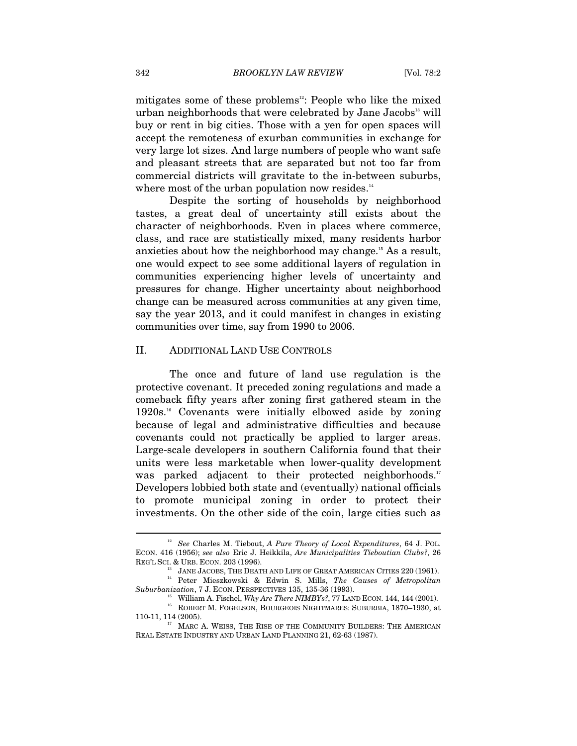mitigates some of these problems[12]: People who like the mixed urban neighborhoods that were celebrated by Jane Jacobs[13] will buy or rent in big cities. Those with a yen for open spaces will accept the remoteness of exurban communities in exchange for very large lot sizes. And large numbers of people who want safe and pleasant streets that are separated but not too far from commercial districts will gravitate to the in-between suburbs, where most of the urban population now resides.[14]

Despite the sorting of households by neighborhood tastes, a great deal of uncertainty still exists about the character of neighborhoods. Even in places where commerce, class, and race are statistically mixed, many residents harbor anxieties about how the neighborhood may change.[15] As a result, one would expect to see some additional layers of regulation in communities experiencing higher levels of uncertainty and pressures for change. Higher uncertainty about neighborhood change can be measured across communities at any given time, say the year 2013, and it could manifest in changes in existing communities over time, say from 1990 to 2006.

## II. ADDITIONAL LAND USE CONTROLS

The once and future of land use regulation is the protective covenant. It preceded zoning regulations and made a comeback fifty years after zoning first gathered steam in the 1920s.[16] Covenants were initially elbowed aside by zoning because of legal and administrative difficulties and because covenants could not practically be applied to larger areas. Large-scale developers in southern California found that their units were less marketable when lower-quality development was parked adjacent to their protected neighborhoods.[17] Developers lobbied both state and (eventually) national officials to promote municipal zoning in order to protect their investments. On the other side of the coin, large cities such as

---

[12] *See* Charles M. Tiebout, *A Pure Theory of Local Expenditures*, 64 J. POL. ECON. 416 (1956); *see also* Eric J. Heikkila, *Are Municipalities Tieboutian Clubs?*, 26 REG'L SCI. & URB. ECON. 203 (1996).

[13] JANE JACOBS, THE DEATH AND LIFE OF GREAT AMERICAN CITIES 220 (1961).

[14] Peter Mieszkowski & Edwin S. Mills, *The Causes of Metropolitan Suburbanization*, 7 J. ECON. PERSPECTIVES 135, 135-36 (1993).

[15] William A. Fischel, *Why Are There NIMBYs?*, 77 LAND ECON. 144, 144 (2001).

[16] ROBERT M. FOGELSON, BOURGEOIS NIGHTMARES: SUBURBIA, 1870–1930, at 110-11, 114 (2005).

[17] MARC A. WEISS, THE RISE OF THE COMMUNITY BUILDERS: THE AMERICAN REAL ESTATE INDUSTRY AND URBAN LAND PLANNING 21, 62-63 (1987).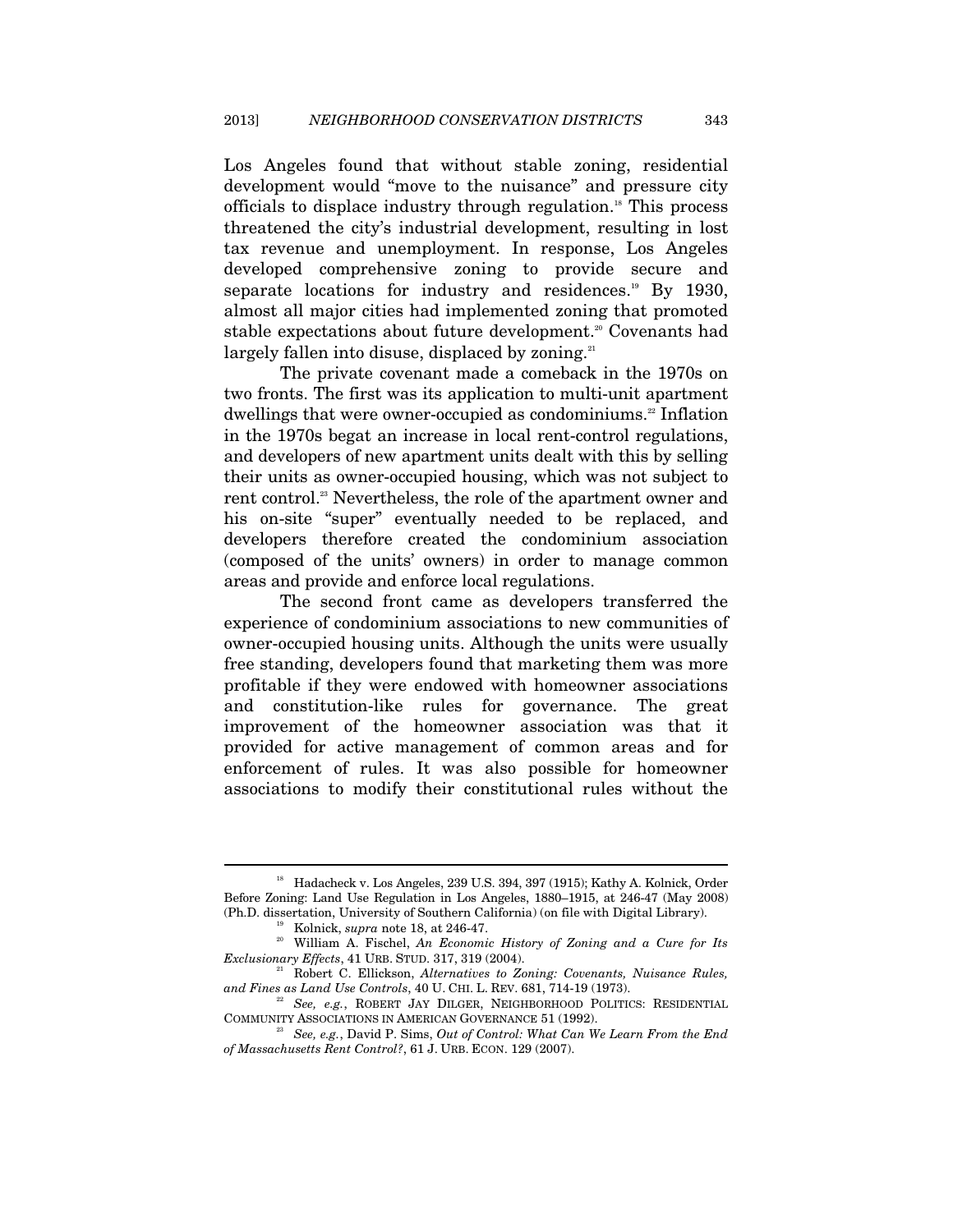Los Angeles found that without stable zoning, residential development would "move to the nuisance" and pressure city officials to displace industry through regulation.[18] This process threatened the city's industrial development, resulting in lost tax revenue and unemployment. In response, Los Angeles developed comprehensive zoning to provide secure and separate locations for industry and residences.[19] By 1930, almost all major cities had implemented zoning that promoted stable expectations about future development.[20] Covenants had largely fallen into disuse, displaced by zoning.[21]

The private covenant made a comeback in the 1970s on two fronts. The first was its application to multi-unit apartment dwellings that were owner-occupied as condominiums.[22] Inflation in the 1970s begat an increase in local rent-control regulations, and developers of new apartment units dealt with this by selling their units as owner-occupied housing, which was not subject to rent control.[23] Nevertheless, the role of the apartment owner and his on-site "super" eventually needed to be replaced, and developers therefore created the condominium association (composed of the units' owners) in order to manage common areas and provide and enforce local regulations.

The second front came as developers transferred the experience of condominium associations to new communities of owner-occupied housing units. Although the units were usually free standing, developers found that marketing them was more profitable if they were endowed with homeowner associations and constitution-like rules for governance. The great improvement of the homeowner association was that it provided for active management of common areas and for enforcement of rules. It was also possible for homeowner associations to modify their constitutional rules without the

---

[18] Hadacheck v. Los Angeles, 239 U.S. 394, 397 (1915); Kathy A. Kolnick, Order Before Zoning: Land Use Regulation in Los Angeles, 1880–1915, at 246-47 (May 2008) (Ph.D. dissertation, University of Southern California) (on file with Digital Library).

[19] Kolnick, *supra* note 18, at 246-47.

[20] William A. Fischel, *An Economic History of Zoning and a Cure for Its Exclusionary Effects*, 41 URB. STUD. 317, 319 (2004).

[21] Robert C. Ellickson, *Alternatives to Zoning: Covenants, Nuisance Rules, and Fines as Land Use Controls*, 40 U. CHI. L. REV. 681, 714-19 (1973).

[22] *See, e.g.*, ROBERT JAY DILGER, NEIGHBORHOOD POLITICS: RESIDENTIAL COMMUNITY ASSOCIATIONS IN AMERICAN GOVERNANCE 51 (1992).

[23] *See, e.g.*, David P. Sims, *Out of Control: What Can We Learn From the End of Massachusetts Rent Control?*, 61 J. URB. ECON. 129 (2007).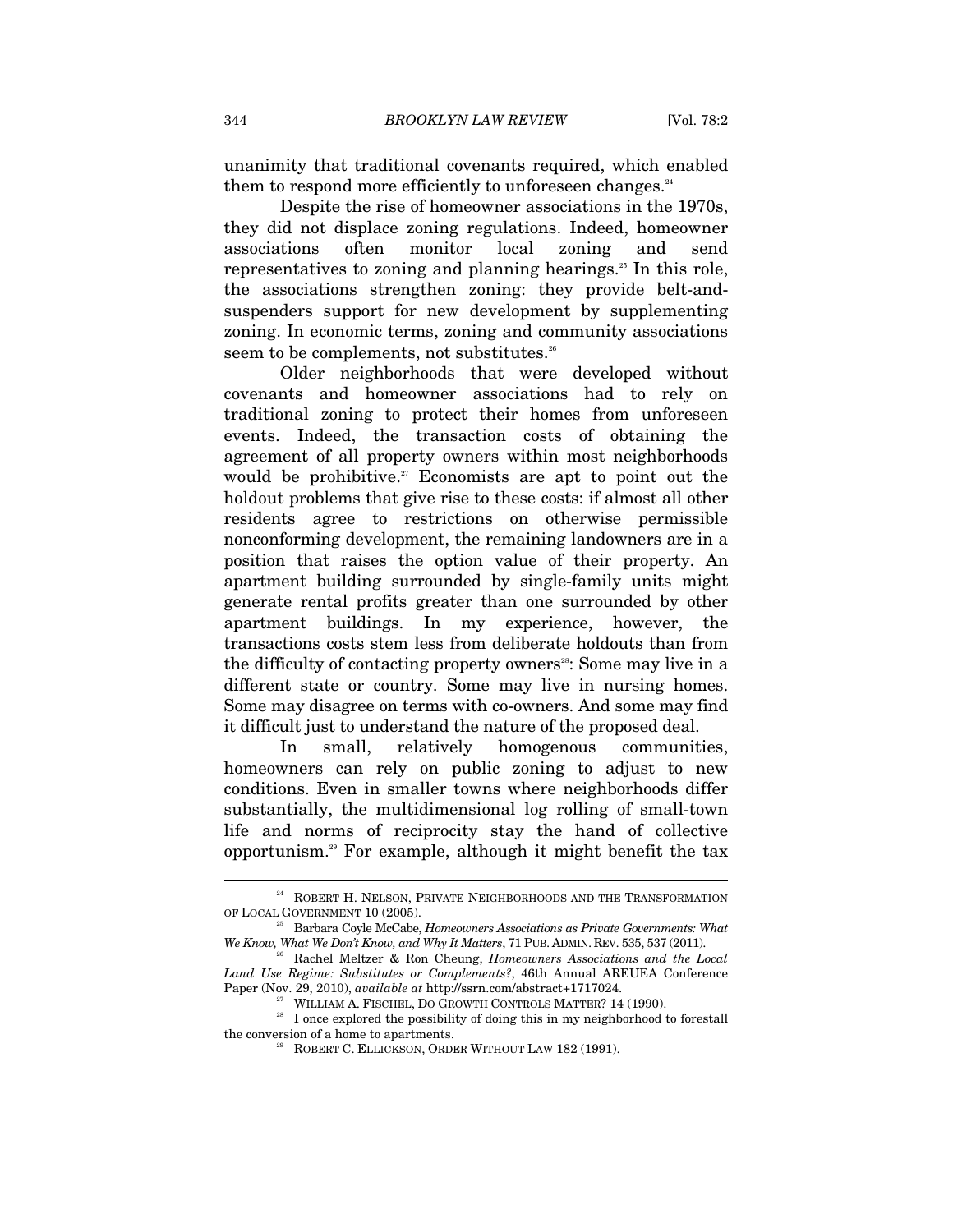unanimity that traditional covenants required, which enabled them to respond more efficiently to unforeseen changes.[24]

Despite the rise of homeowner associations in the 1970s, they did not displace zoning regulations. Indeed, homeowner associations often monitor local zoning and send representatives to zoning and planning hearings.[25] In this role, the associations strengthen zoning: they provide belt-and-suspenders support for new development by supplementing zoning. In economic terms, zoning and community associations seem to be complements, not substitutes.[26]

Older neighborhoods that were developed without covenants and homeowner associations had to rely on traditional zoning to protect their homes from unforeseen events. Indeed, the transaction costs of obtaining the agreement of all property owners within most neighborhoods would be prohibitive.[27] Economists are apt to point out the holdout problems that give rise to these costs: if almost all other residents agree to restrictions on otherwise permissible nonconforming development, the remaining landowners are in a position that raises the option value of their property. An apartment building surrounded by single-family units might generate rental profits greater than one surrounded by other apartment buildings. In my experience, however, the transactions costs stem less from deliberate holdouts than from the difficulty of contacting property owners[28]: Some may live in a different state or country. Some may live in nursing homes. Some may disagree on terms with co-owners. And some may find it difficult just to understand the nature of the proposed deal.

In small, relatively homogenous communities, homeowners can rely on public zoning to adjust to new conditions. Even in smaller towns where neighborhoods differ substantially, the multidimensional log rolling of small-town life and norms of reciprocity stay the hand of collective opportunism.[29] For example, although it might benefit the tax

---

[24] ROBERT H. NELSON, PRIVATE NEIGHBORHOODS AND THE TRANSFORMATION OF LOCAL GOVERNMENT 10 (2005).

[25] Barbara Coyle McCabe, *Homeowners Associations as Private Governments: What We Know, What We Don't Know, and Why It Matters*, 71 PUB. ADMIN. REV. 535, 537 (2011).

[26] Rachel Meltzer & Ron Cheung, *Homeowners Associations and the Local Land Use Regime: Substitutes or Complements?*, 46th Annual AREUEA Conference Paper (Nov. 29, 2010), *available at* http://ssrn.com/abstract+1717024.

[27] WILLIAM A. FISCHEL, DO GROWTH CONTROLS MATTER? 14 (1990).

[28] I once explored the possibility of doing this in my neighborhood to forestall the conversion of a home to apartments.

[29] ROBERT C. ELLICKSON, ORDER WITHOUT LAW 182 (1991).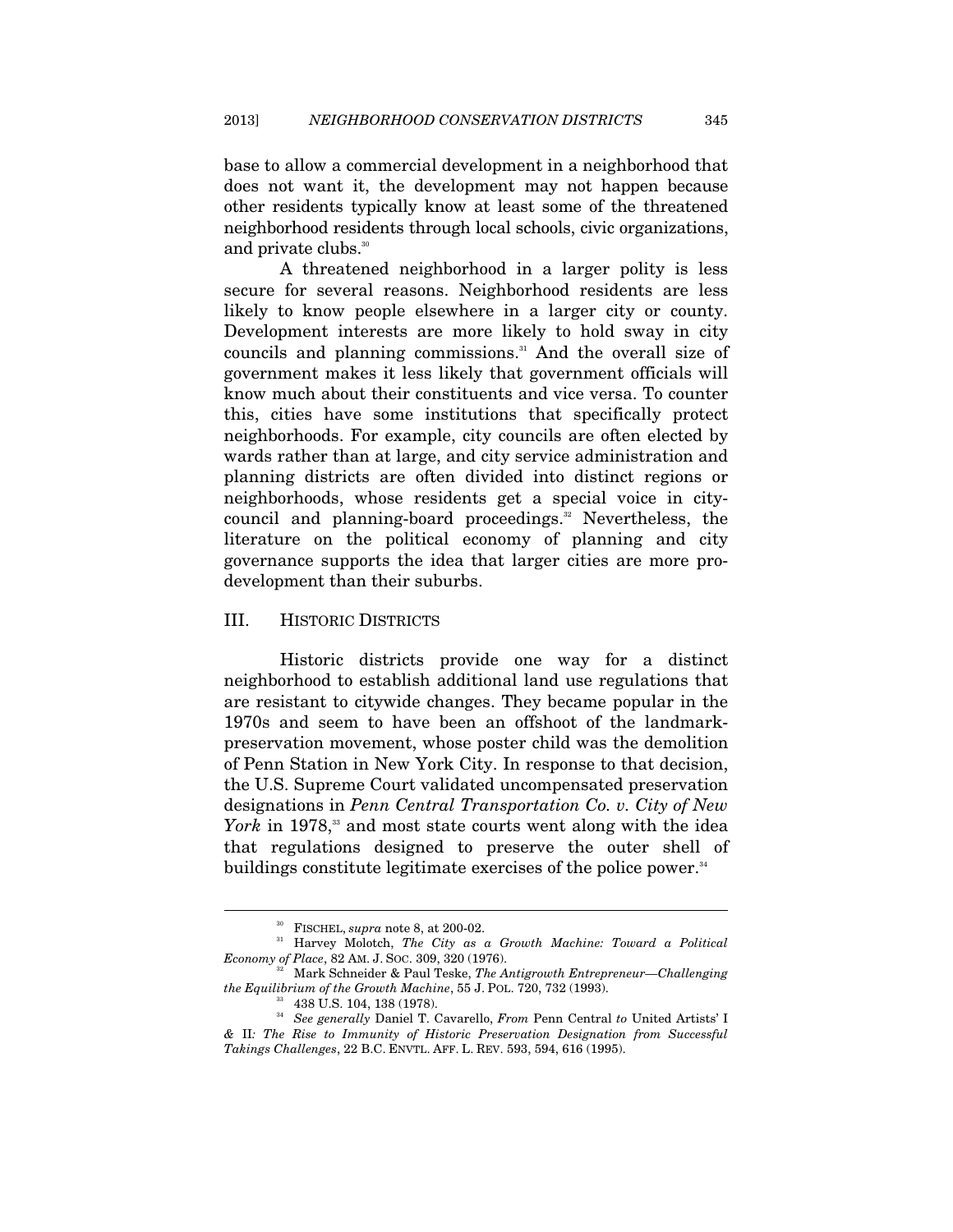base to allow a commercial development in a neighborhood that does not want it, the development may not happen because other residents typically know at least some of the threatened neighborhood residents through local schools, civic organizations, and private clubs.[30]

A threatened neighborhood in a larger polity is less secure for several reasons. Neighborhood residents are less likely to know people elsewhere in a larger city or county. Development interests are more likely to hold sway in city councils and planning commissions.[31] And the overall size of government makes it less likely that government officials will know much about their constituents and vice versa. To counter this, cities have some institutions that specifically protect neighborhoods. For example, city councils are often elected by wards rather than at large, and city service administration and planning districts are often divided into distinct regions or neighborhoods, whose residents get a special voice in city-council and planning-board proceedings.[32] Nevertheless, the literature on the political economy of planning and city governance supports the idea that larger cities are more pro-development than their suburbs.

## III. HISTORIC DISTRICTS

Historic districts provide one way for a distinct neighborhood to establish additional land use regulations that are resistant to citywide changes. They became popular in the 1970s and seem to have been an offshoot of the landmark-preservation movement, whose poster child was the demolition of Penn Station in New York City. In response to that decision, the U.S. Supreme Court validated uncompensated preservation designations in *Penn Central Transportation Co. v. City of New York* in 1978,[33] and most state courts went along with the idea that regulations designed to preserve the outer shell of buildings constitute legitimate exercises of the police power.[34]

---

[30] FISCHEL, *supra* note 8, at 200-02.

[31] Harvey Molotch, *The City as a Growth Machine: Toward a Political Economy of Place*, 82 AM. J. SOC. 309, 320 (1976).

[32] Mark Schneider & Paul Teske, *The Antigrowth Entrepreneur—Challenging the Equilibrium of the Growth Machine*, 55 J. POL. 720, 732 (1993).

[33] 438 U.S. 104, 138 (1978).

[34] *See generally* Daniel T. Cavarello, *From* Penn Central *to* United Artists' I *&* II*: The Rise to Immunity of Historic Preservation Designation from Successful Takings Challenges*, 22 B.C. ENVTL. AFF. L. REV. 593, 594, 616 (1995).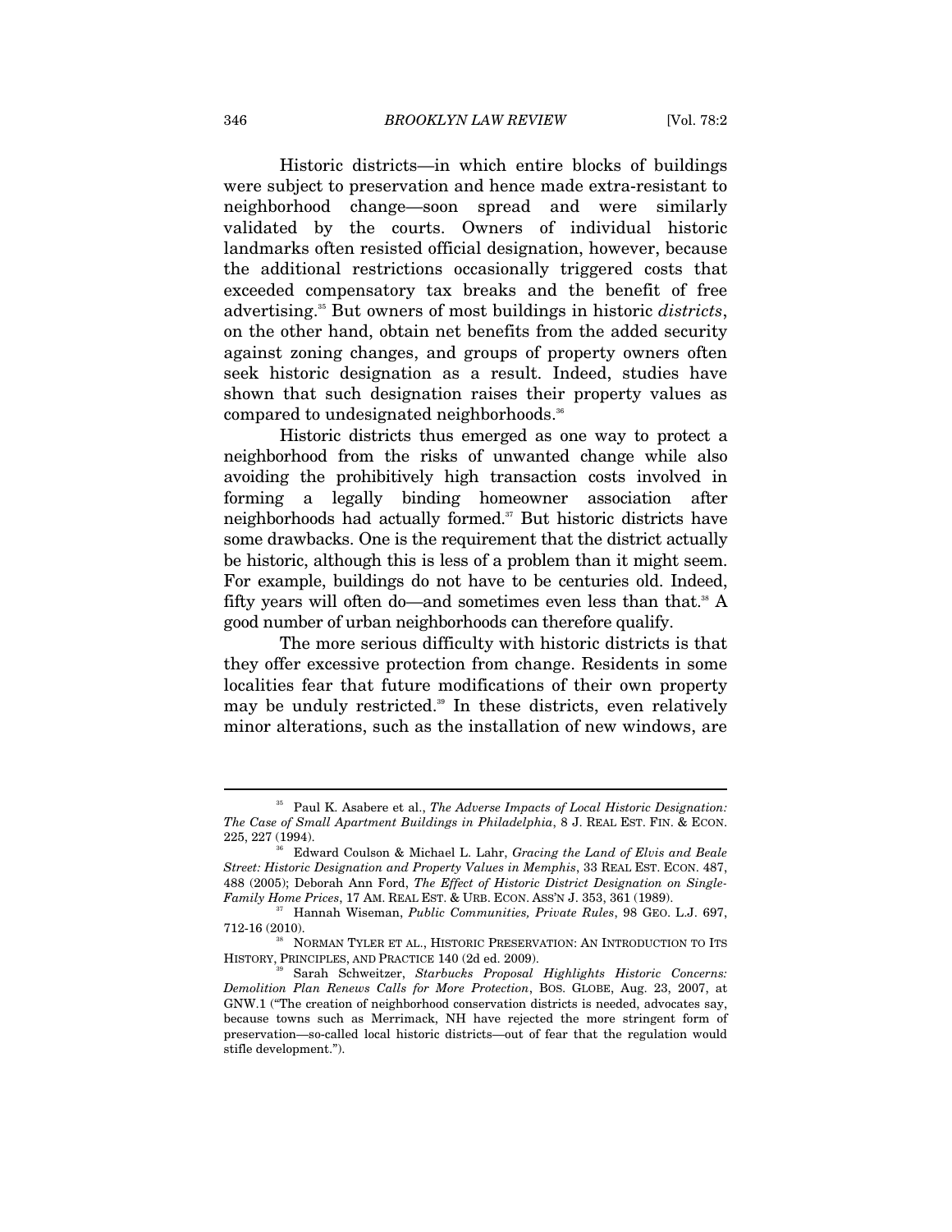Historic districts—in which entire blocks of buildings were subject to preservation and hence made extra-resistant to neighborhood change—soon spread and were similarly validated by the courts. Owners of individual historic landmarks often resisted official designation, however, because the additional restrictions occasionally triggered costs that exceeded compensatory tax breaks and the benefit of free advertising.[35] But owners of most buildings in historic *districts*, on the other hand, obtain net benefits from the added security against zoning changes, and groups of property owners often seek historic designation as a result. Indeed, studies have shown that such designation raises their property values as compared to undesignated neighborhoods.[36]

Historic districts thus emerged as one way to protect a neighborhood from the risks of unwanted change while also avoiding the prohibitively high transaction costs involved in forming a legally binding homeowner association after neighborhoods had actually formed.[37] But historic districts have some drawbacks. One is the requirement that the district actually be historic, although this is less of a problem than it might seem. For example, buildings do not have to be centuries old. Indeed, fifty years will often do—and sometimes even less than that.[38] A good number of urban neighborhoods can therefore qualify.

The more serious difficulty with historic districts is that they offer excessive protection from change. Residents in some localities fear that future modifications of their own property may be unduly restricted.[39] In these districts, even relatively minor alterations, such as the installation of new windows, are

---

[35] Paul K. Asabere et al., *The Adverse Impacts of Local Historic Designation: The Case of Small Apartment Buildings in Philadelphia*, 8 J. REAL EST. FIN. & ECON. 225, 227 (1994).

[36] Edward Coulson & Michael L. Lahr, *Gracing the Land of Elvis and Beale Street: Historic Designation and Property Values in Memphis*, 33 REAL EST. ECON. 487, 488 (2005); Deborah Ann Ford, *The Effect of Historic District Designation on Single-Family Home Prices*, 17 AM. REAL EST. & URB. ECON. ASS'N J. 353, 361 (1989).

[37] Hannah Wiseman, *Public Communities, Private Rules*, 98 GEO. L.J. 697, 712-16 (2010).

[38] NORMAN TYLER ET AL., HISTORIC PRESERVATION: AN INTRODUCTION TO ITS HISTORY, PRINCIPLES, AND PRACTICE 140 (2d ed. 2009).

[39] Sarah Schweitzer, *Starbucks Proposal Highlights Historic Concerns: Demolition Plan Renews Calls for More Protection*, BOS. GLOBE, Aug. 23, 2007, at GNW.1 ("The creation of neighborhood conservation districts is needed, advocates say, because towns such as Merrimack, NH have rejected the more stringent form of preservation—so-called local historic districts—out of fear that the regulation would stifle development.").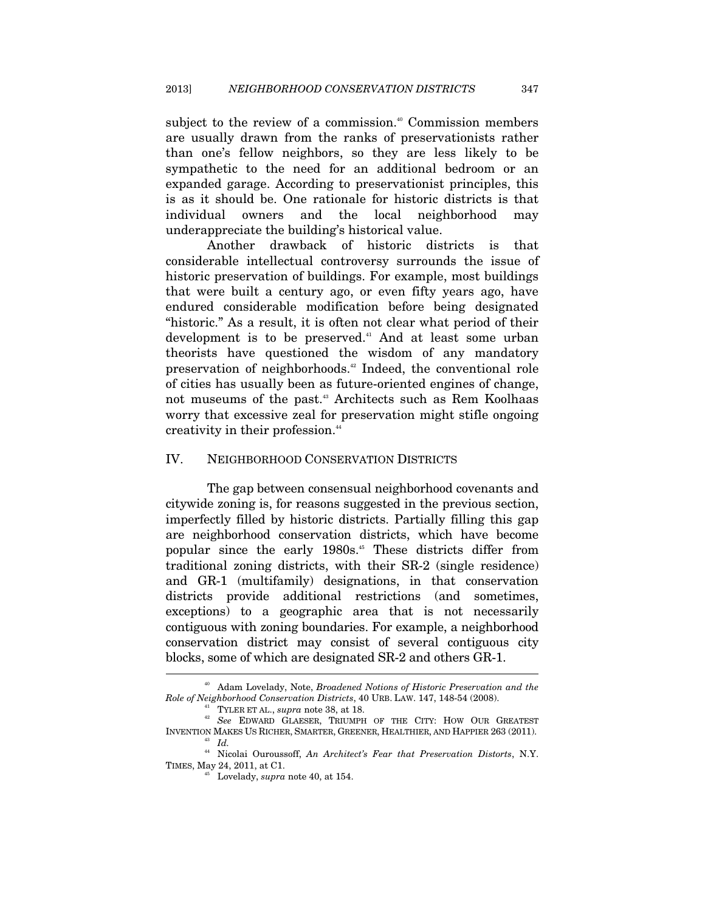subject to the review of a commission.[40] Commission members are usually drawn from the ranks of preservationists rather than one's fellow neighbors, so they are less likely to be sympathetic to the need for an additional bedroom or an expanded garage. According to preservationist principles, this is as it should be. One rationale for historic districts is that individual owners and the local neighborhood may underappreciate the building's historical value.

Another drawback of historic districts is that considerable intellectual controversy surrounds the issue of historic preservation of buildings. For example, most buildings that were built a century ago, or even fifty years ago, have endured considerable modification before being designated "historic." As a result, it is often not clear what period of their development is to be preserved.[41] And at least some urban theorists have questioned the wisdom of any mandatory preservation of neighborhoods.[42] Indeed, the conventional role of cities has usually been as future-oriented engines of change, not museums of the past.[43] Architects such as Rem Koolhaas worry that excessive zeal for preservation might stifle ongoing creativity in their profession.[44]

## IV. NEIGHBORHOOD CONSERVATION DISTRICTS

The gap between consensual neighborhood covenants and citywide zoning is, for reasons suggested in the previous section, imperfectly filled by historic districts. Partially filling this gap are neighborhood conservation districts, which have become popular since the early 1980s.[45] These districts differ from traditional zoning districts, with their SR-2 (single residence) and GR-1 (multifamily) designations, in that conservation districts provide additional restrictions (and sometimes, exceptions) to a geographic area that is not necessarily contiguous with zoning boundaries. For example, a neighborhood conservation district may consist of several contiguous city blocks, some of which are designated SR-2 and others GR-1.

---

[40] Adam Lovelady, Note, *Broadened Notions of Historic Preservation and the Role of Neighborhood Conservation Districts*, 40 URB. LAW. 147, 148-54 (2008).

[41] TYLER ET AL., *supra* note 38, at 18.

[42] *See* EDWARD GLAESER, TRIUMPH OF THE CITY: HOW OUR GREATEST INVENTION MAKES US RICHER, SMARTER, GREENER, HEALTHIER, AND HAPPIER 263 (2011).

[43] *Id.*

[44] Nicolai Ouroussoff, *An Architect's Fear that Preservation Distorts*, N.Y. TIMES, May 24, 2011, at C1.

[45] Lovelady, *supra* note 40, at 154.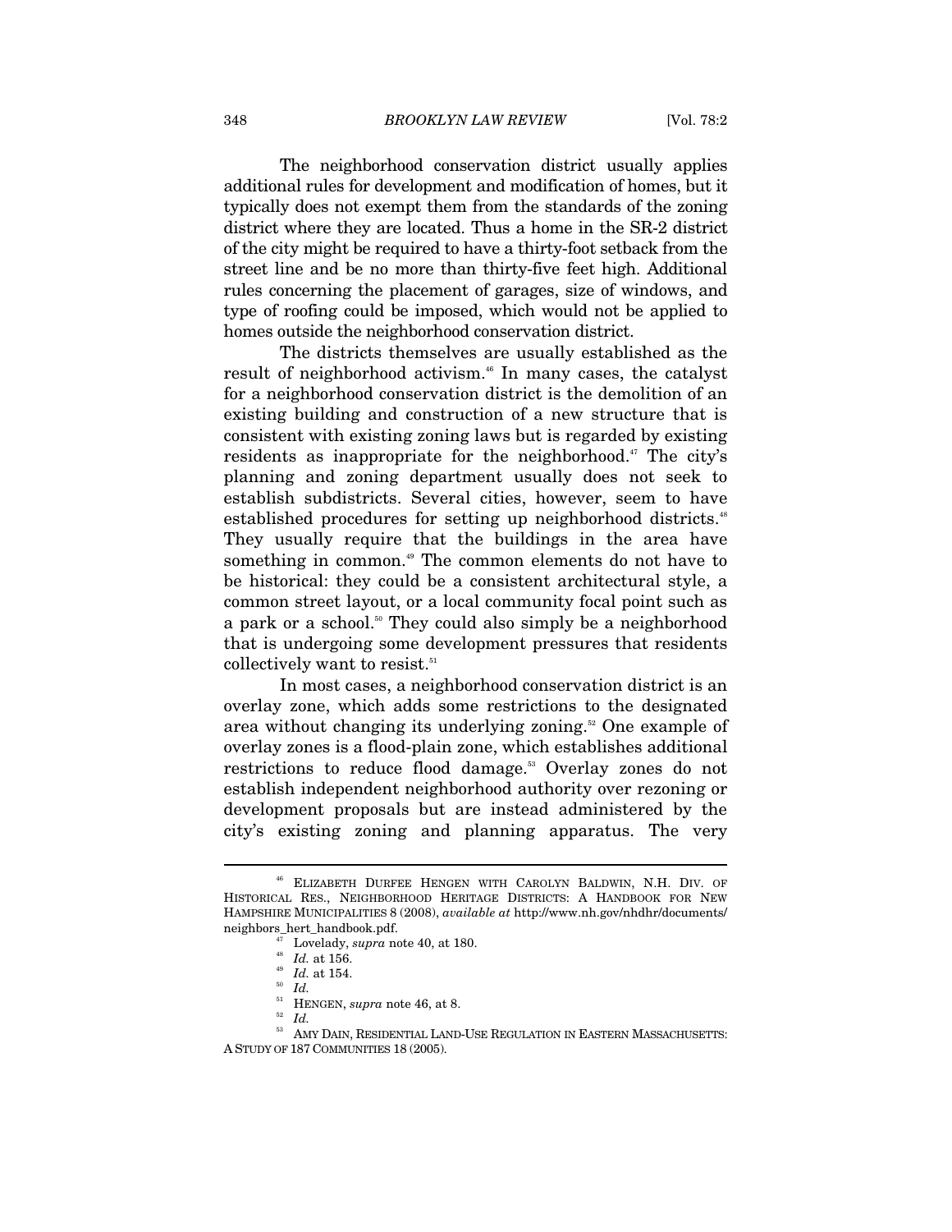The neighborhood conservation district usually applies additional rules for development and modification of homes, but it typically does not exempt them from the standards of the zoning district where they are located. Thus a home in the SR-2 district of the city might be required to have a thirty-foot setback from the street line and be no more than thirty-five feet high. Additional rules concerning the placement of garages, size of windows, and type of roofing could be imposed, which would not be applied to homes outside the neighborhood conservation district.

The districts themselves are usually established as the result of neighborhood activism.[46] In many cases, the catalyst for a neighborhood conservation district is the demolition of an existing building and construction of a new structure that is consistent with existing zoning laws but is regarded by existing residents as inappropriate for the neighborhood.[47] The city's planning and zoning department usually does not seek to establish subdistricts. Several cities, however, seem to have established procedures for setting up neighborhood districts.[48] They usually require that the buildings in the area have something in common.[49] The common elements do not have to be historical: they could be a consistent architectural style, a common street layout, or a local community focal point such as a park or a school.[50] They could also simply be a neighborhood that is undergoing some development pressures that residents collectively want to resist.[51]

In most cases, a neighborhood conservation district is an overlay zone, which adds some restrictions to the designated area without changing its underlying zoning.[52] One example of overlay zones is a flood-plain zone, which establishes additional restrictions to reduce flood damage.[53] Overlay zones do not establish independent neighborhood authority over rezoning or development proposals but are instead administered by the city's existing zoning and planning apparatus. The very

---

[46] ELIZABETH DURFEE HENGEN WITH CAROLYN BALDWIN, N.H. DIV. OF HISTORICAL RES., NEIGHBORHOOD HERITAGE DISTRICTS: A HANDBOOK FOR NEW HAMPSHIRE MUNICIPALITIES 8 (2008), *available at* http://www.nh.gov/nhdhr/documents/neighbors_hert_handbook.pdf.

[47] Lovelady, *supra* note 40, at 180.

[48] *Id.* at 156.

[49] *Id.* at 154.

[50] *Id.*

[51] HENGEN, *supra* note 46, at 8.

[52] *Id.*

[53] AMY DAIN, RESIDENTIAL LAND-USE REGULATION IN EASTERN MASSACHUSETTS: A STUDY OF 187 COMMUNITIES 18 (2005).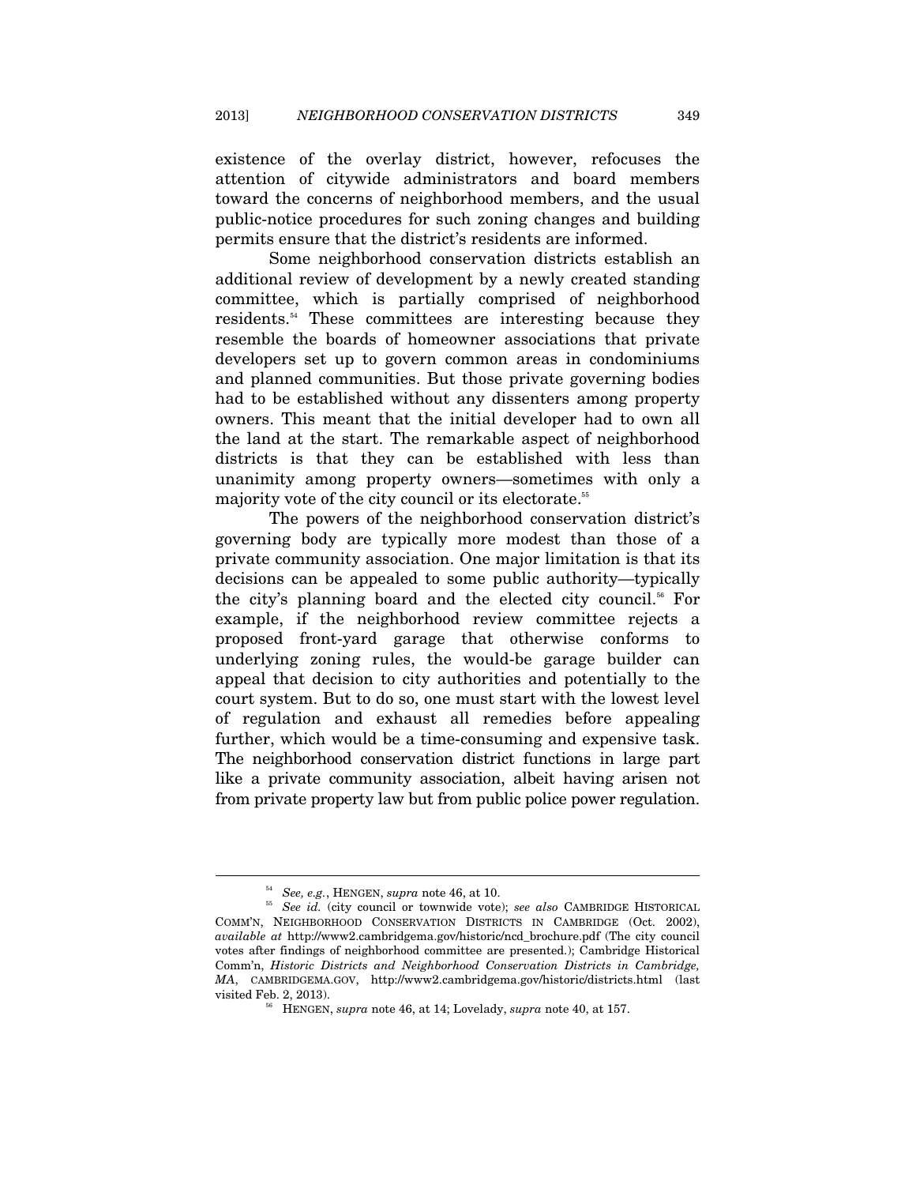existence of the overlay district, however, refocuses the attention of citywide administrators and board members toward the concerns of neighborhood members, and the usual public-notice procedures for such zoning changes and building permits ensure that the district's residents are informed.

Some neighborhood conservation districts establish an additional review of development by a newly created standing committee, which is partially comprised of neighborhood residents.[54] These committees are interesting because they resemble the boards of homeowner associations that private developers set up to govern common areas in condominiums and planned communities. But those private governing bodies had to be established without any dissenters among property owners. This meant that the initial developer had to own all the land at the start. The remarkable aspect of neighborhood districts is that they can be established with less than unanimity among property owners—sometimes with only a majority vote of the city council or its electorate.[55]

The powers of the neighborhood conservation district's governing body are typically more modest than those of a private community association. One major limitation is that its decisions can be appealed to some public authority—typically the city's planning board and the elected city council.[56] For example, if the neighborhood review committee rejects a proposed front-yard garage that otherwise conforms to underlying zoning rules, the would-be garage builder can appeal that decision to city authorities and potentially to the court system. But to do so, one must start with the lowest level of regulation and exhaust all remedies before appealing further, which would be a time-consuming and expensive task. The neighborhood conservation district functions in large part like a private community association, albeit having arisen not from private property law but from public police power regulation.

---

[54] *See, e.g.*, HENGEN, *supra* note 46, at 10.

[55] *See id.* (city council or townwide vote); *see also* CAMBRIDGE HISTORICAL COMM'N, NEIGHBORHOOD CONSERVATION DISTRICTS IN CAMBRIDGE (Oct. 2002), *available at* http://www2.cambridgema.gov/historic/ncd_brochure.pdf (The city council votes after findings of neighborhood committee are presented.); Cambridge Historical Comm'n, *Historic Districts and Neighborhood Conservation Districts in Cambridge, MA*, CAMBRIDGEMA.GOV, http://www2.cambridgema.gov/historic/districts.html (last visited Feb. 2, 2013).

[56] HENGEN, *supra* note 46, at 14; Lovelady, *supra* note 40, at 157.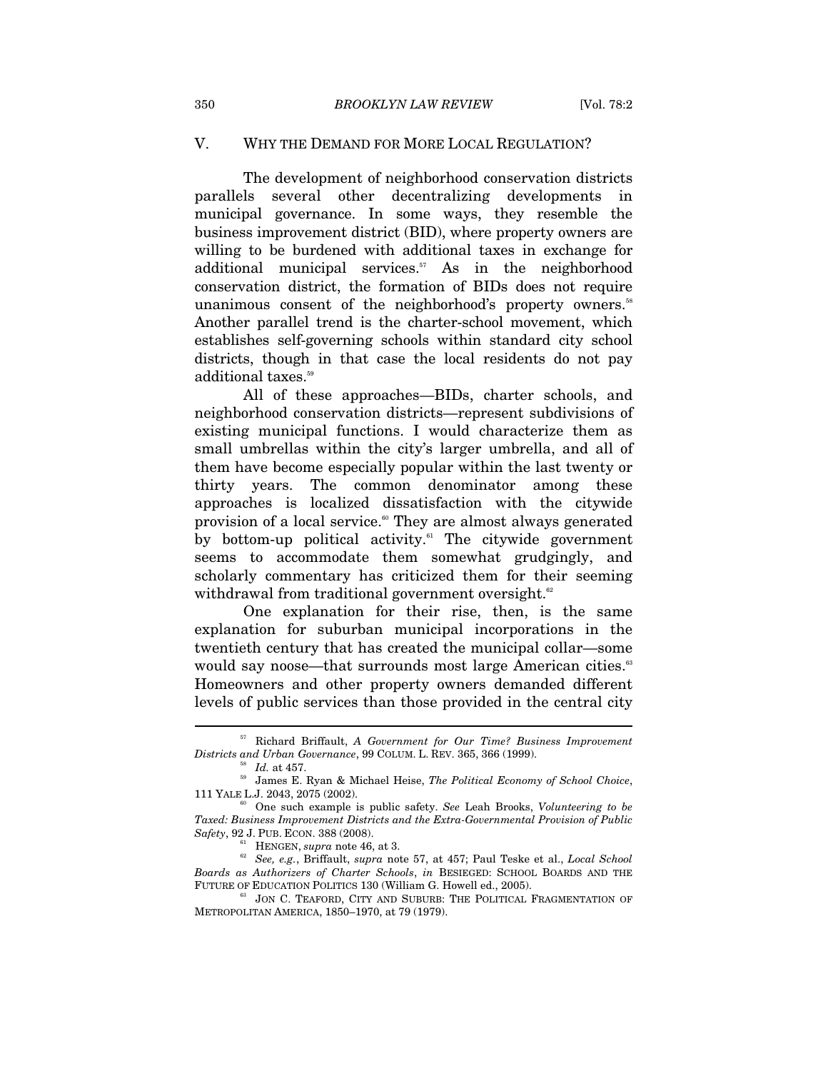## V. WHY THE DEMAND FOR MORE LOCAL REGULATION?

The development of neighborhood conservation districts parallels several other decentralizing developments in municipal governance. In some ways, they resemble the business improvement district (BID), where property owners are willing to be burdened with additional taxes in exchange for additional municipal services.[57] As in the neighborhood conservation district, the formation of BIDs does not require unanimous consent of the neighborhood's property owners.[58] Another parallel trend is the charter-school movement, which establishes self-governing schools within standard city school districts, though in that case the local residents do not pay additional taxes.[59]

All of these approaches—BIDs, charter schools, and neighborhood conservation districts—represent subdivisions of existing municipal functions. I would characterize them as small umbrellas within the city's larger umbrella, and all of them have become especially popular within the last twenty or thirty years. The common denominator among these approaches is localized dissatisfaction with the citywide provision of a local service.[60] They are almost always generated by bottom-up political activity.[61] The citywide government seems to accommodate them somewhat grudgingly, and scholarly commentary has criticized them for their seeming withdrawal from traditional government oversight.[62]

One explanation for their rise, then, is the same explanation for suburban municipal incorporations in the twentieth century that has created the municipal collar—some would say noose—that surrounds most large American cities.[63] Homeowners and other property owners demanded different levels of public services than those provided in the central city

---

[57] Richard Briffault, *A Government for Our Time? Business Improvement Districts and Urban Governance*, 99 COLUM. L. REV. 365, 366 (1999).

[58] *Id.* at 457.

[59] James E. Ryan & Michael Heise, *The Political Economy of School Choice*, 111 YALE L.J. 2043, 2075 (2002).

[60] One such example is public safety. *See* Leah Brooks, *Volunteering to be Taxed: Business Improvement Districts and the Extra-Governmental Provision of Public Safety*, 92 J. PUB. ECON. 388 (2008).

[61] HENGEN, *supra* note 46, at 3.

[62] *See, e.g.*, Briffault, *supra* note 57, at 457; Paul Teske et al., *Local School Boards as Authorizers of Charter Schools*, *in* BESIEGED: SCHOOL BOARDS AND THE FUTURE OF EDUCATION POLITICS 130 (William G. Howell ed., 2005).

[63] JON C. TEAFORD, CITY AND SUBURB: THE POLITICAL FRAGMENTATION OF METROPOLITAN AMERICA, 1850–1970, at 79 (1979).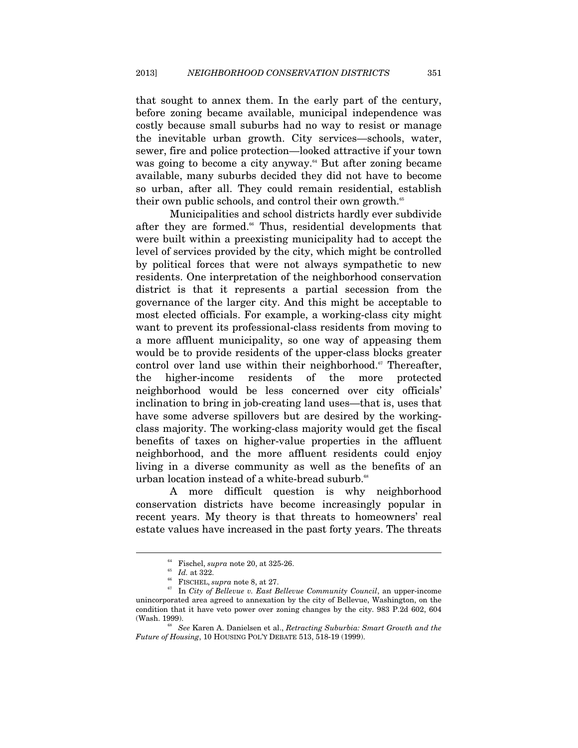that sought to annex them. In the early part of the century, before zoning became available, municipal independence was costly because small suburbs had no way to resist or manage the inevitable urban growth. City services—schools, water, sewer, fire and police protection—looked attractive if your town was going to become a city anyway.[64] But after zoning became available, many suburbs decided they did not have to become so urban, after all. They could remain residential, establish their own public schools, and control their own growth.[65]

Municipalities and school districts hardly ever subdivide after they are formed.[66] Thus, residential developments that were built within a preexisting municipality had to accept the level of services provided by the city, which might be controlled by political forces that were not always sympathetic to new residents. One interpretation of the neighborhood conservation district is that it represents a partial secession from the governance of the larger city. And this might be acceptable to most elected officials. For example, a working-class city might want to prevent its professional-class residents from moving to a more affluent municipality, so one way of appeasing them would be to provide residents of the upper-class blocks greater control over land use within their neighborhood.[67] Thereafter, the higher-income residents of the more protected neighborhood would be less concerned over city officials' inclination to bring in job-creating land uses—that is, uses that have some adverse spillovers but are desired by the working-class majority. The working-class majority would get the fiscal benefits of taxes on higher-value properties in the affluent neighborhood, and the more affluent residents could enjoy living in a diverse community as well as the benefits of an urban location instead of a white-bread suburb.[68]

A more difficult question is why neighborhood conservation districts have become increasingly popular in recent years. My theory is that threats to homeowners' real estate values have increased in the past forty years. The threats

---

[64] Fischel, *supra* note 20, at 325-26.

[65] *Id.* at 322.

[66] FISCHEL, *supra* note 8, at 27.

[67] In *City of Bellevue v. East Bellevue Community Council*, an upper-income unincorporated area agreed to annexation by the city of Bellevue, Washington, on the condition that it have veto power over zoning changes by the city. 983 P.2d 602, 604 (Wash. 1999).

[68] *See* Karen A. Danielsen et al., *Retracting Suburbia: Smart Growth and the Future of Housing*, 10 HOUSING POL'Y DEBATE 513, 518-19 (1999).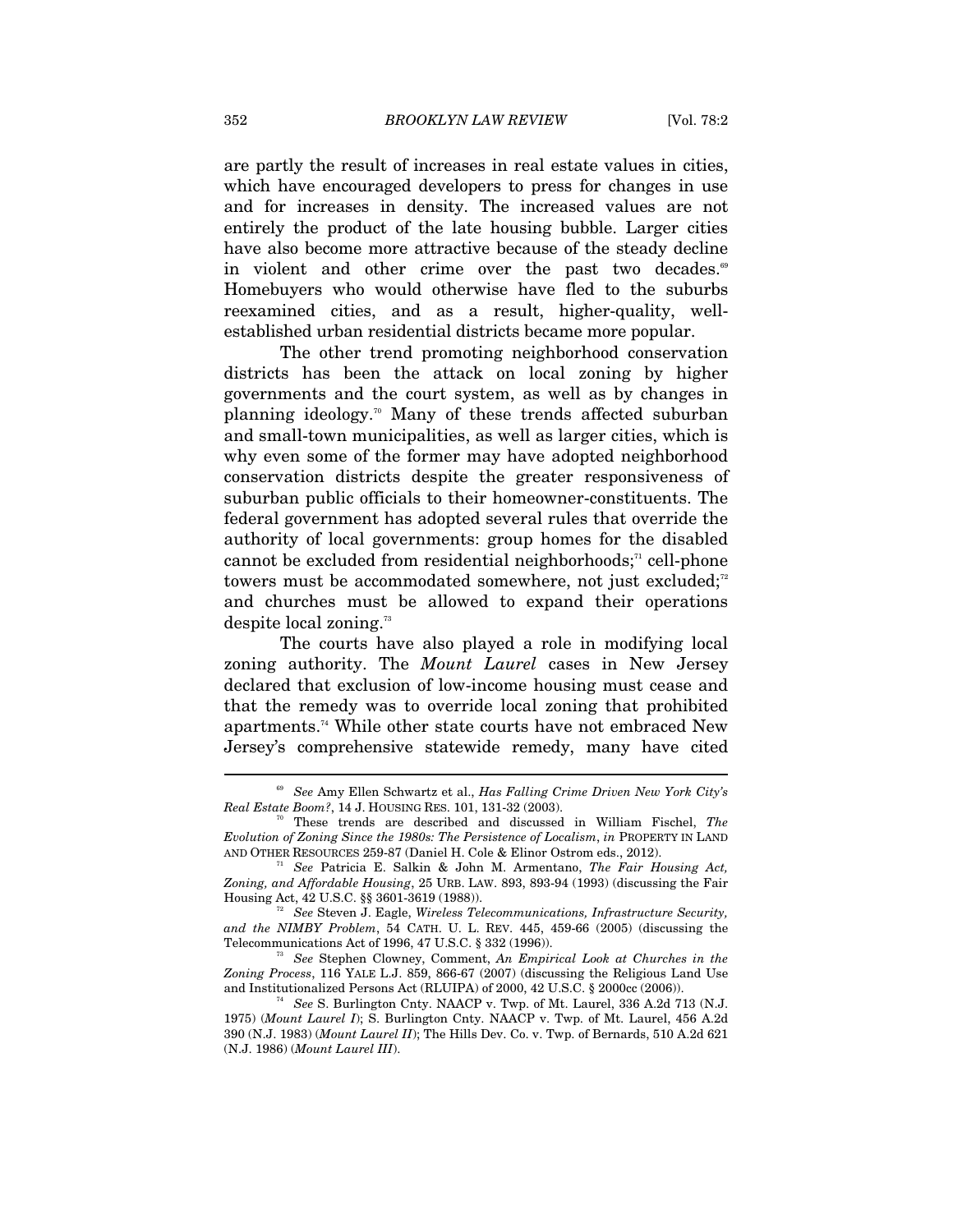are partly the result of increases in real estate values in cities, which have encouraged developers to press for changes in use and for increases in density. The increased values are not entirely the product of the late housing bubble. Larger cities have also become more attractive because of the steady decline in violent and other crime over the past two decades.[69] Homebuyers who would otherwise have fled to the suburbs reexamined cities, and as a result, higher-quality, well-established urban residential districts became more popular.

The other trend promoting neighborhood conservation districts has been the attack on local zoning by higher governments and the court system, as well as by changes in planning ideology.[70] Many of these trends affected suburban and small-town municipalities, as well as larger cities, which is why even some of the former may have adopted neighborhood conservation districts despite the greater responsiveness of suburban public officials to their homeowner-constituents. The federal government has adopted several rules that override the authority of local governments: group homes for the disabled cannot be excluded from residential neighborhoods;[71] cell-phone towers must be accommodated somewhere, not just excluded;[72] and churches must be allowed to expand their operations despite local zoning.[73]

The courts have also played a role in modifying local zoning authority. The *Mount Laurel* cases in New Jersey declared that exclusion of low-income housing must cease and that the remedy was to override local zoning that prohibited apartments.[74] While other state courts have not embraced New Jersey's comprehensive statewide remedy, many have cited

---

[69] *See* Amy Ellen Schwartz et al., *Has Falling Crime Driven New York City's Real Estate Boom?*, 14 J. HOUSING RES. 101, 131-32 (2003).

[70] These trends are described and discussed in William Fischel, *The Evolution of Zoning Since the 1980s: The Persistence of Localism*, *in* PROPERTY IN LAND AND OTHER RESOURCES 259-87 (Daniel H. Cole & Elinor Ostrom eds., 2012).

[71] *See* Patricia E. Salkin & John M. Armentano, *The Fair Housing Act, Zoning, and Affordable Housing*, 25 URB. LAW. 893, 893-94 (1993) (discussing the Fair Housing Act, 42 U.S.C. §§ 3601-3619 (1988)).

[72] *See* Steven J. Eagle, *Wireless Telecommunications, Infrastructure Security, and the NIMBY Problem*, 54 CATH. U. L. REV. 445, 459-66 (2005) (discussing the Telecommunications Act of 1996, 47 U.S.C. § 332 (1996)).

[73] *See* Stephen Clowney, Comment, *An Empirical Look at Churches in the Zoning Process*, 116 YALE L.J. 859, 866-67 (2007) (discussing the Religious Land Use and Institutionalized Persons Act (RLUIPA) of 2000, 42 U.S.C. § 2000cc (2006)).

[74] *See* S. Burlington Cnty. NAACP v. Twp. of Mt. Laurel, 336 A.2d 713 (N.J. 1975) (*Mount Laurel I*); S. Burlington Cnty. NAACP v. Twp. of Mt. Laurel, 456 A.2d 390 (N.J. 1983) (*Mount Laurel II*); The Hills Dev. Co. v. Twp. of Bernards, 510 A.2d 621 (N.J. 1986) (*Mount Laurel III*).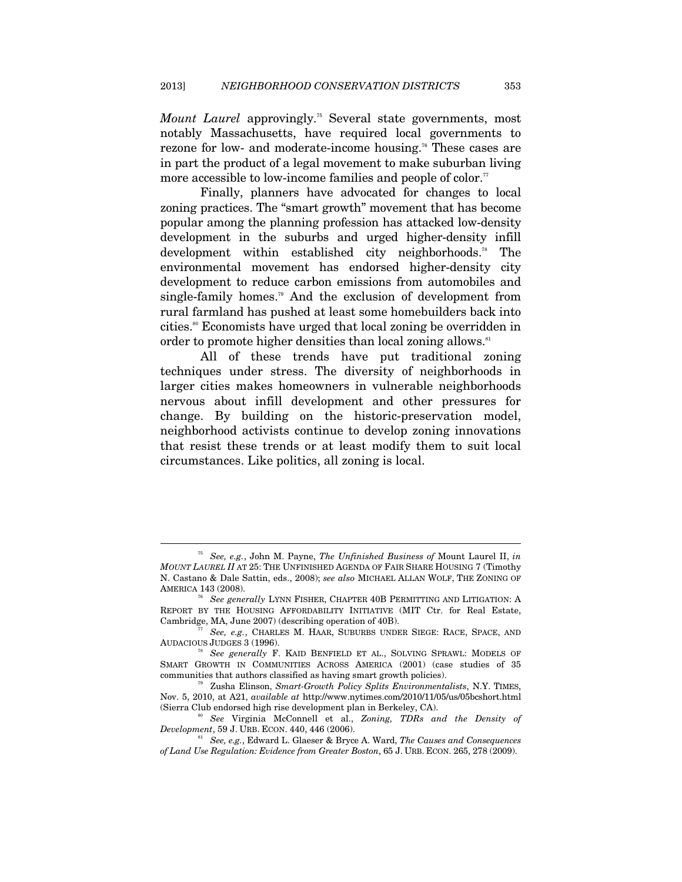*Mount Laurel* approvingly.[75] Several state governments, most notably Massachusetts, have required local governments to rezone for low- and moderate-income housing.[76] These cases are in part the product of a legal movement to make suburban living more accessible to low-income families and people of color.[77]

Finally, planners have advocated for changes to local zoning practices. The "smart growth" movement that has become popular among the planning profession has attacked low-density development in the suburbs and urged higher-density infill development within established city neighborhoods.[78] The environmental movement has endorsed higher-density city development to reduce carbon emissions from automobiles and single-family homes.[79] And the exclusion of development from rural farmland has pushed at least some homebuilders back into cities.[80] Economists have urged that local zoning be overridden in order to promote higher densities than local zoning allows.[81]

All of these trends have put traditional zoning techniques under stress. The diversity of neighborhoods in larger cities makes homeowners in vulnerable neighborhoods nervous about infill development and other pressures for change. By building on the historic-preservation model, neighborhood activists continue to develop zoning innovations that resist these trends or at least modify them to suit local circumstances. Like politics, all zoning is local.

---

[75] *See, e.g.*, John M. Payne, *The Unfinished Business of* Mount Laurel II, *in MOUNT LAUREL II* AT 25: THE UNFINISHED AGENDA OF FAIR SHARE HOUSING 7 (Timothy N. Castano & Dale Sattin, eds., 2008); *see also* MICHAEL ALLAN WOLF, THE ZONING OF AMERICA 143 (2008).

[76] *See generally* LYNN FISHER, CHAPTER 40B PERMITTING AND LITIGATION: A REPORT BY THE HOUSING AFFORDABILITY INITIATIVE (MIT Ctr. for Real Estate, Cambridge, MA, June 2007) (describing operation of 40B).

[77] *See, e.g.*, CHARLES M. HAAR, SUBURBS UNDER SIEGE: RACE, SPACE, AND AUDACIOUS JUDGES 3 (1996).

[78] *See generally* F. KAID BENFIELD ET AL., SOLVING SPRAWL: MODELS OF SMART GROWTH IN COMMUNITIES ACROSS AMERICA (2001) (case studies of 35 communities that authors classified as having smart growth policies).

[79] Zusha Elinson, *Smart-Growth Policy Splits Environmentalists*, N.Y. TIMES, Nov. 5, 2010, at A21, *available at* http://www.nytimes.com/2010/11/05/us/05bcshort.html (Sierra Club endorsed high rise development plan in Berkeley, CA).

[80] *See* Virginia McConnell et al., *Zoning, TDRs and the Density of Development*, 59 J. URB. ECON. 440, 446 (2006).

[81] *See, e.g.*, Edward L. Glaeser & Bryce A. Ward, *The Causes and Consequences of Land Use Regulation: Evidence from Greater Boston*, 65 J. URB. ECON. 265, 278 (2009).